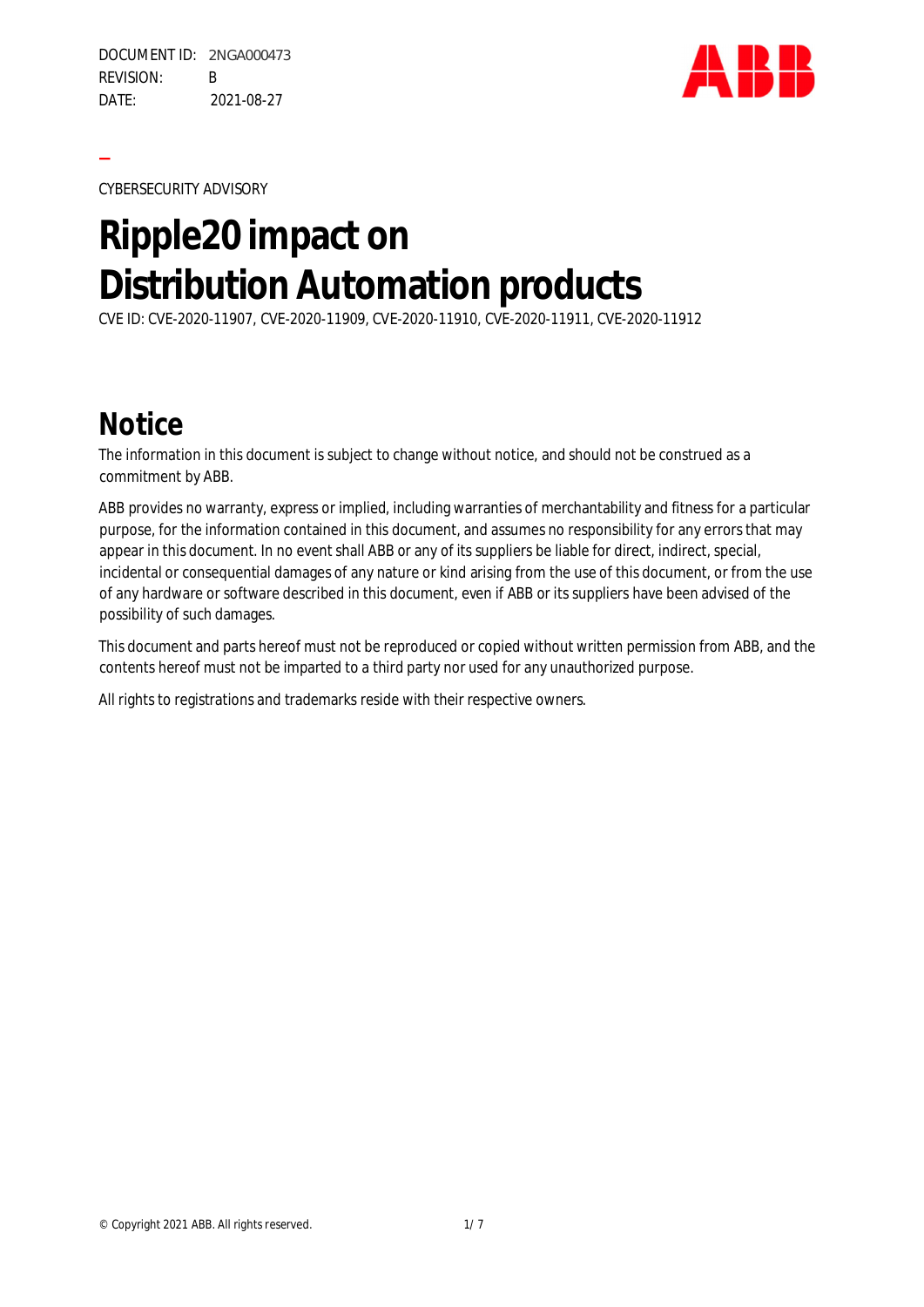DOCUMENT ID: 2NGA000473
REVISION: B
DATE: 2021-08-27

CYBERSECURITY ADVISORY

# Ripple20 impact on Distribution Automation products

CVE ID: CVE-2020-11907, CVE-2020-11909, CVE-2020-11910, CVE-2020-11911, CVE-2020-11912

## Notice

The information in this document is subject to change without notice, and should not be construed as a commitment by ABB.

ABB provides no warranty, express or implied, including warranties of merchantability and fitness for a particular purpose, for the information contained in this document, and assumes no responsibility for any errors that may appear in this document. In no event shall ABB or any of its suppliers be liable for direct, indirect, special, incidental or consequential damages of any nature or kind arising from the use of this document, or from the use of any hardware or software described in this document, even if ABB or its suppliers have been advised of the possibility of such damages.

This document and parts hereof must not be reproduced or copied without written permission from ABB, and the contents hereof must not be imparted to a third party nor used for any unauthorized purpose.

All rights to registrations and trademarks reside with their respective owners.

© Copyright 2021 ABB. All rights reserved.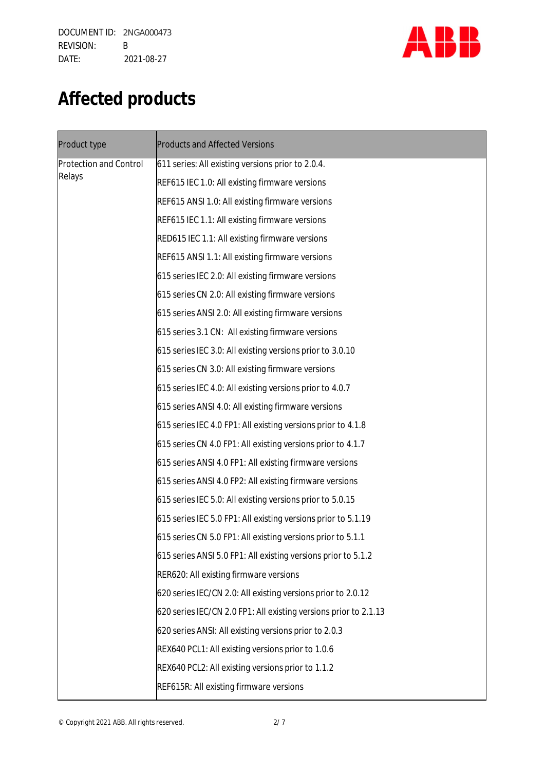# Affected products

| Product type | Products and Affected Versions |
| --- | --- |
| Protection and Control Relays | 611 series: All existing versions prior to 2.0.4. |
| | REF615 IEC 1.0: All existing firmware versions |
| | REF615 ANSI 1.0: All existing firmware versions |
| | REF615 IEC 1.1: All existing firmware versions |
| | RED615 IEC 1.1: All existing firmware versions |
| | REF615 ANSI 1.1: All existing firmware versions |
| | 615 series IEC 2.0: All existing firmware versions |
| | 615 series CN 2.0: All existing firmware versions |
| | 615 series ANSI 2.0: All existing firmware versions |
| | 615 series 3.1 CN: All existing firmware versions |
| | 615 series IEC 3.0: All existing versions prior to 3.0.10 |
| | 615 series CN 3.0: All existing firmware versions |
| | 615 series IEC 4.0: All existing versions prior to 4.0.7 |
| | 615 series ANSI 4.0: All existing firmware versions |
| | 615 series IEC 4.0 FP1: All existing versions prior to 4.1.8 |
| | 615 series CN 4.0 FP1: All existing versions prior to 4.1.7 |
| | 615 series ANSI 4.0 FP1: All existing firmware versions |
| | 615 series ANSI 4.0 FP2: All existing firmware versions |
| | 615 series IEC 5.0: All existing versions prior to 5.0.15 |
| | 615 series IEC 5.0 FP1: All existing versions prior to 5.1.19 |
| | 615 series CN 5.0 FP1: All existing versions prior to 5.1.1 |
| | 615 series ANSI 5.0 FP1: All existing versions prior to 5.1.2 |
| | RER620: All existing firmware versions |
| | 620 series IEC/CN 2.0: All existing versions prior to 2.0.12 |
| | 620 series IEC/CN 2.0 FP1: All existing versions prior to 2.1.13 |
| | 620 series ANSI: All existing versions prior to 2.0.3 |
| | REX640 PCL1: All existing versions prior to 1.0.6 |
| | REX640 PCL2: All existing versions prior to 1.1.2 |
| | REF615R: All existing firmware versions |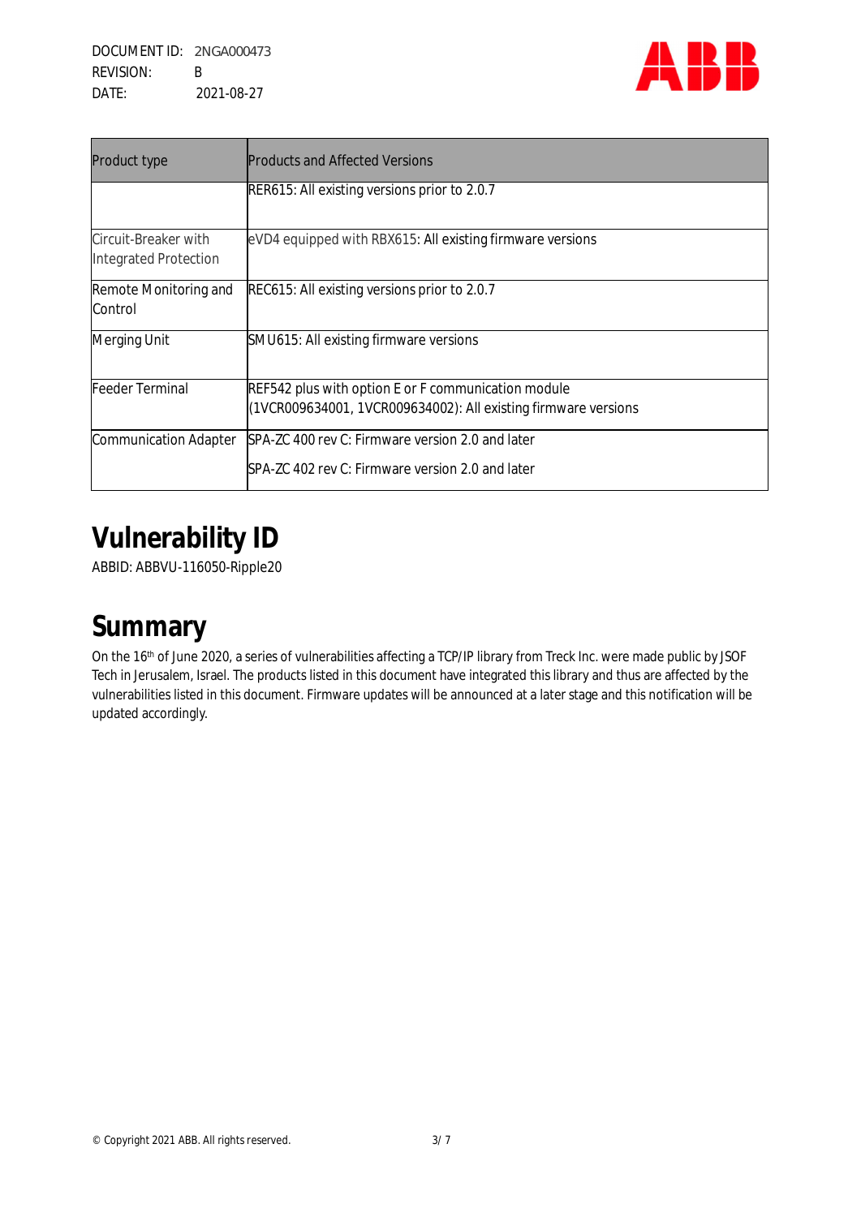| Product type | Products and Affected Versions |
|---|---|
| | RER615: All existing versions prior to 2.0.7 |
| Circuit-Breaker with Integrated Protection | eVD4 equipped with RBX615: All existing firmware versions |
| Remote Monitoring and Control | REC615: All existing versions prior to 2.0.7 |
| Merging Unit | SMU615: All existing firmware versions |
| Feeder Terminal | REF542 plus with option E or F communication module (1VCR009634001, 1VCR009634002): All existing firmware versions |
| Communication Adapter | SPA-ZC 400 rev C: Firmware version 2.0 and later<br>SPA-ZC 402 rev C: Firmware version 2.0 and later |

# Vulnerability ID

ABBID: ABBVU-116050-Ripple20

# Summary

On the 16th of June 2020, a series of vulnerabilities affecting a TCP/IP library from Treck Inc. were made public by JSOF Tech in Jerusalem, Israel. The products listed in this document have integrated this library and thus are affected by the vulnerabilities listed in this document. Firmware updates will be announced at a later stage and this notification will be updated accordingly.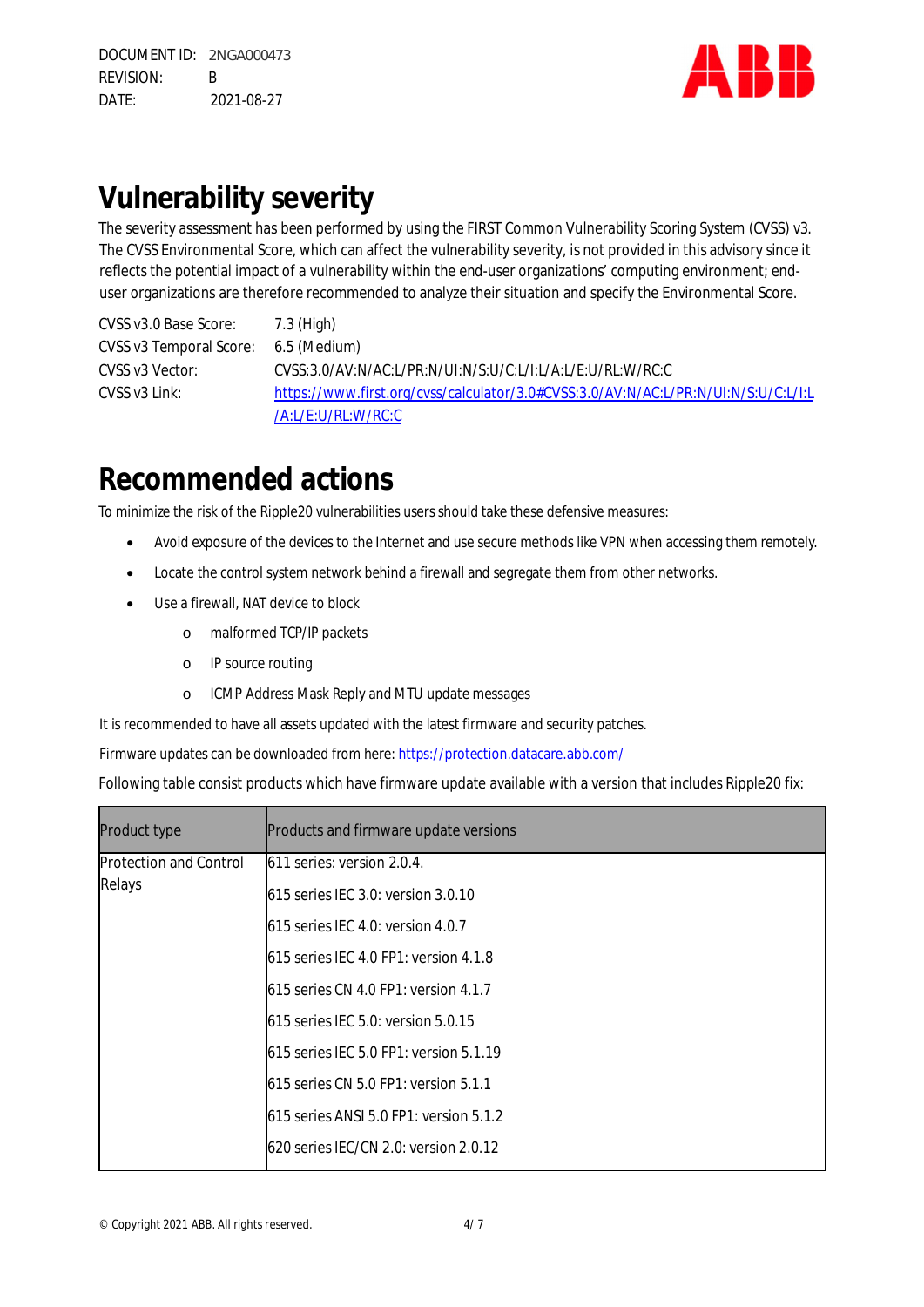# Vulnerability severity

The severity assessment has been performed by using the FIRST Common Vulnerability Scoring System (CVSS) v3. The CVSS Environmental Score, which can affect the vulnerability severity, is not provided in this advisory since it reflects the potential impact of a vulnerability within the end-user organizations' computing environment; end-user organizations are therefore recommended to analyze their situation and specify the Environmental Score.

CVSS v3.0 Base Score: 7.3 (High)
CVSS v3 Temporal Score: 6.5 (Medium)
CVSS v3 Vector: CVSS:3.0/AV:N/AC:L/PR:N/UI:N/S:U/C:L/I:L/A:L/E:U/RL:W/RC:C
CVSS v3 Link: https://www.first.org/cvss/calculator/3.0#CVSS:3.0/AV:N/AC:L/PR:N/UI:N/S:U/C:L/I:L/A:L/E:U/RL:W/RC:C

# Recommended actions

To minimize the risk of the Ripple20 vulnerabilities users should take these defensive measures:

- Avoid exposure of the devices to the Internet and use secure methods like VPN when accessing them remotely.
- Locate the control system network behind a firewall and segregate them from other networks.
- Use a firewall, NAT device to block
  - malformed TCP/IP packets
  - IP source routing
  - ICMP Address Mask Reply and MTU update messages

It is recommended to have all assets updated with the latest firmware and security patches.

Firmware updates can be downloaded from here: https://protection.datacare.abb.com/

Following table consist products which have firmware update available with a version that includes Ripple20 fix:

| Product type | Products and firmware update versions |
|---|---|
| Protection and Control Relays | 611 series: version 2.0.4.<br>615 series IEC 3.0: version 3.0.10<br>615 series IEC 4.0: version 4.0.7<br>615 series IEC 4.0 FP1: version 4.1.8<br>615 series CN 4.0 FP1: version 4.1.7<br>615 series IEC 5.0: version 5.0.15<br>615 series IEC 5.0 FP1: version 5.1.19<br>615 series CN 5.0 FP1: version 5.1.1<br>615 series ANSI 5.0 FP1: version 5.1.2<br>620 series IEC/CN 2.0: version 2.0.12 |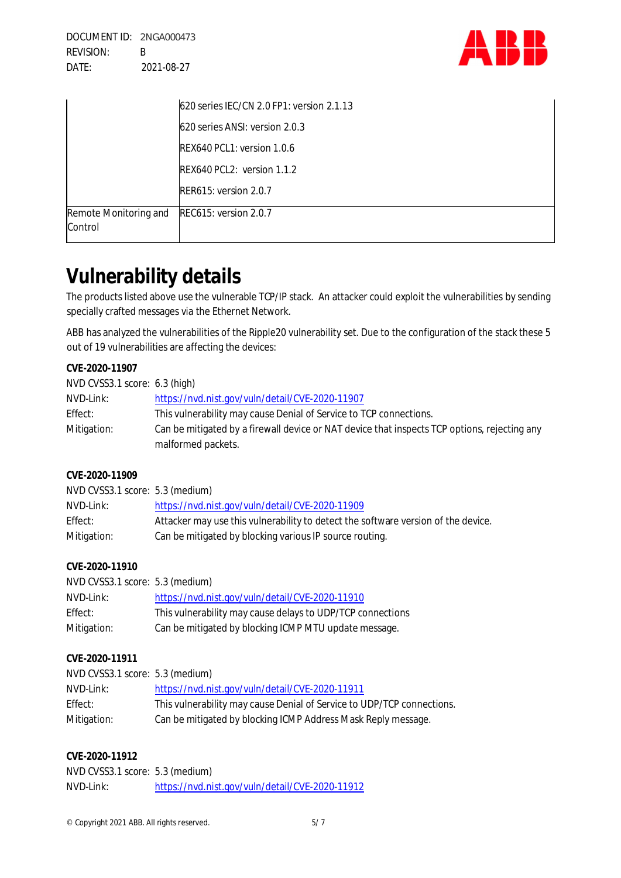| | |
|---|---|
| | 620 series IEC/CN 2.0 FP1: version 2.1.13 |
| | 620 series ANSI: version 2.0.3 |
| | REX640 PCL1: version 1.0.6 |
| | REX640 PCL2: version 1.1.2 |
| | RER615: version 2.0.7 |
| Remote Monitoring and Control | REC615: version 2.0.7 |

# Vulnerability details

The products listed above use the vulnerable TCP/IP stack. An attacker could exploit the vulnerabilities by sending specially crafted messages via the Ethernet Network.

ABB has analyzed the vulnerabilities of the Ripple20 vulnerability set. Due to the configuration of the stack these 5 out of 19 vulnerabilities are affecting the devices:

**CVE-2020-11907**

NVD CVSS3.1 score: 6.3 (high)
NVD-Link: https://nvd.nist.gov/vuln/detail/CVE-2020-11907
Effect: This vulnerability may cause Denial of Service to TCP connections.
Mitigation: Can be mitigated by a firewall device or NAT device that inspects TCP options, rejecting any malformed packets.

**CVE-2020-11909**

NVD CVSS3.1 score: 5.3 (medium)
NVD-Link: https://nvd.nist.gov/vuln/detail/CVE-2020-11909
Effect: Attacker may use this vulnerability to detect the software version of the device.
Mitigation: Can be mitigated by blocking various IP source routing.

**CVE-2020-11910**

NVD CVSS3.1 score: 5.3 (medium)
NVD-Link: https://nvd.nist.gov/vuln/detail/CVE-2020-11910
Effect: This vulnerability may cause delays to UDP/TCP connections
Mitigation: Can be mitigated by blocking ICMP MTU update message.

**CVE-2020-11911**

NVD CVSS3.1 score: 5.3 (medium)
NVD-Link: https://nvd.nist.gov/vuln/detail/CVE-2020-11911
Effect: This vulnerability may cause Denial of Service to UDP/TCP connections.
Mitigation: Can be mitigated by blocking ICMP Address Mask Reply message.

**CVE-2020-11912**

NVD CVSS3.1 score: 5.3 (medium)
NVD-Link: https://nvd.nist.gov/vuln/detail/CVE-2020-11912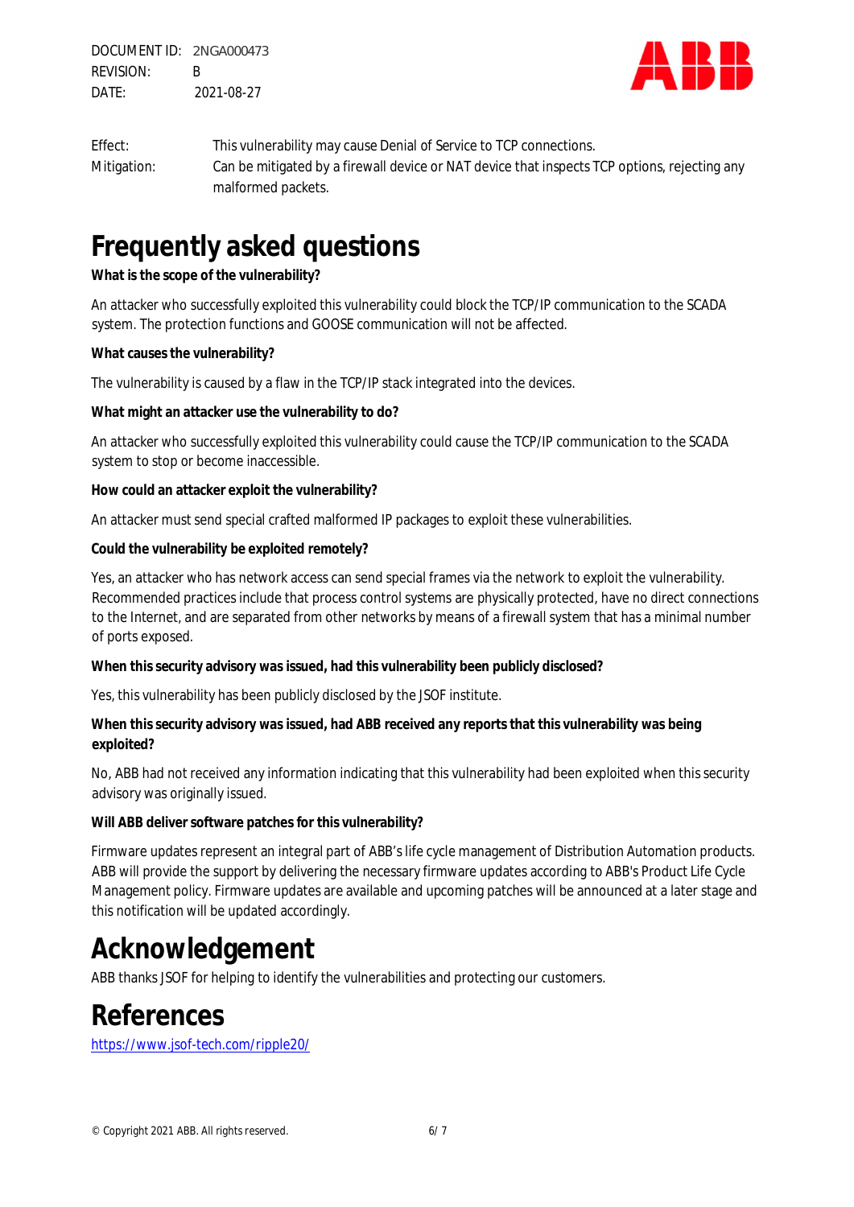Effect: This vulnerability may cause Denial of Service to TCP connections.

Mitigation: Can be mitigated by a firewall device or NAT device that inspects TCP options, rejecting any malformed packets.

# Frequently asked questions

**What is the scope of the vulnerability?**

An attacker who successfully exploited this vulnerability could block the TCP/IP communication to the SCADA system. The protection functions and GOOSE communication will not be affected.

**What causes the vulnerability?**

The vulnerability is caused by a flaw in the TCP/IP stack integrated into the devices.

**What might an attacker use the vulnerability to do?**

An attacker who successfully exploited this vulnerability could cause the TCP/IP communication to the SCADA system to stop or become inaccessible.

**How could an attacker exploit the vulnerability?**

An attacker must send special crafted malformed IP packages to exploit these vulnerabilities.

**Could the vulnerability be exploited remotely?**

Yes, an attacker who has network access can send special frames via the network to exploit the vulnerability. Recommended practices include that process control systems are physically protected, have no direct connections to the Internet, and are separated from other networks by means of a firewall system that has a minimal number of ports exposed.

**When this security advisory was issued, had this vulnerability been publicly disclosed?**

Yes, this vulnerability has been publicly disclosed by the JSOF institute.

**When this security advisory was issued, had ABB received any reports that this vulnerability was being exploited?**

No, ABB had not received any information indicating that this vulnerability had been exploited when this security advisory was originally issued.

**Will ABB deliver software patches for this vulnerability?**

Firmware updates represent an integral part of ABB's life cycle management of Distribution Automation products. ABB will provide the support by delivering the necessary firmware updates according to ABB's Product Life Cycle Management policy. Firmware updates are available and upcoming patches will be announced at a later stage and this notification will be updated accordingly.

# Acknowledgement

ABB thanks JSOF for helping to identify the vulnerabilities and protecting our customers.

# References

https://www.jsof-tech.com/ripple20/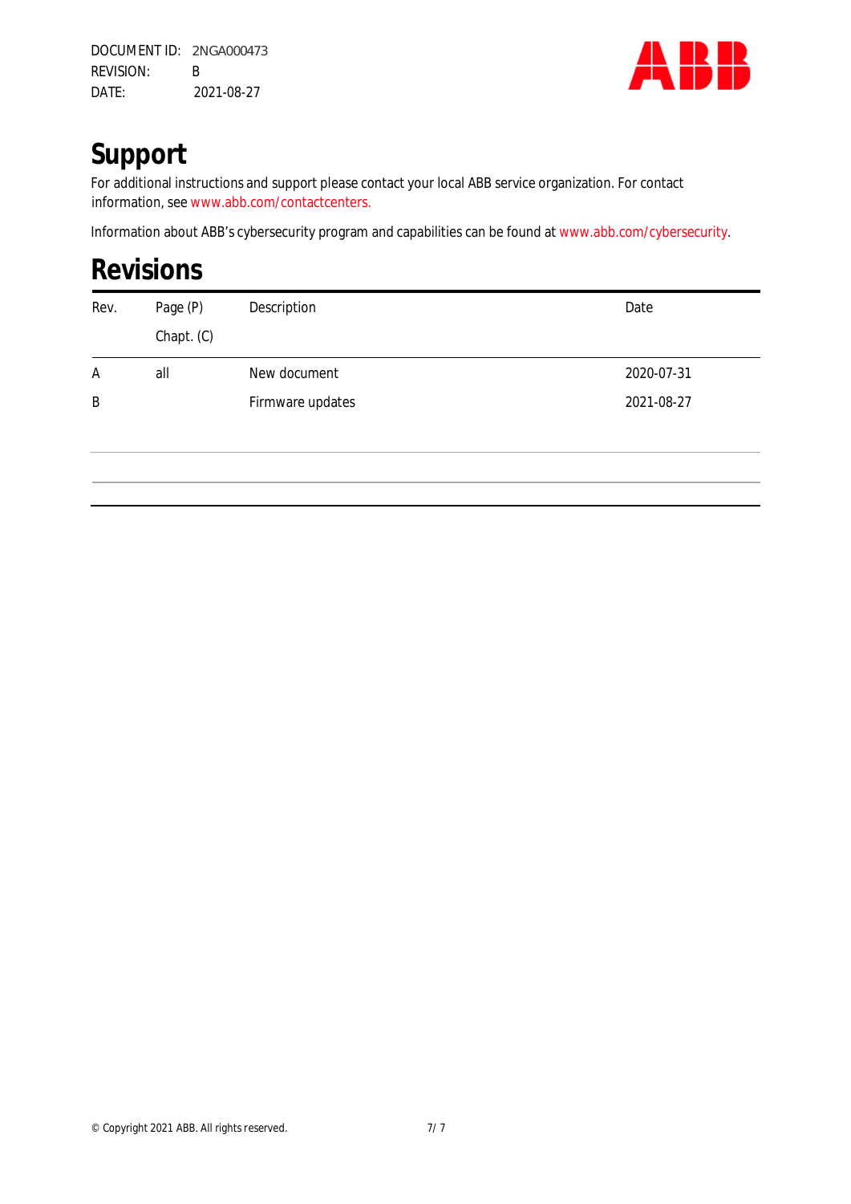## Support

For additional instructions and support please contact your local ABB service organization. For contact information, see www.abb.com/contactcenters.

Information about ABB's cybersecurity program and capabilities can be found at www.abb.com/cybersecurity.

## Revisions

| Rev. | Page (P) Chapt. (C) | Description | Date |
|---|---|---|---|
| A | all | New document | 2020-07-31 |
| B | | Firmware updates | 2021-08-27 |